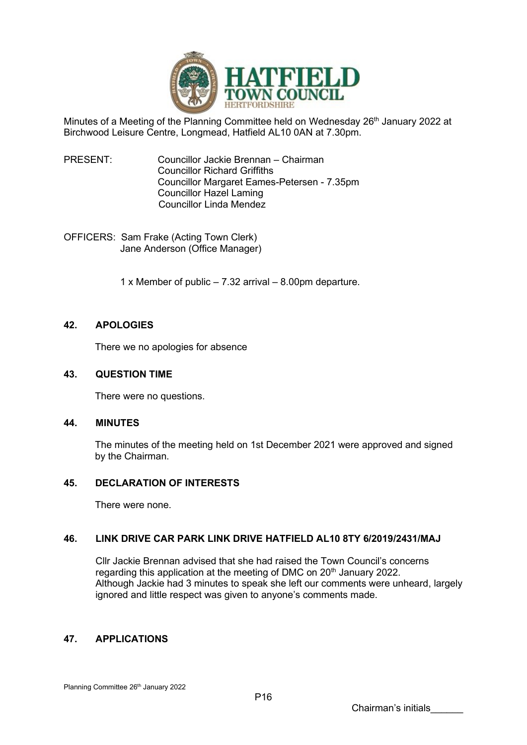# HATFIELD TOWN COUNCIL
HERTFORDSHIRE

Minutes of a Meeting of the Planning Committee held on Wednesday 26th January 2022 at Birchwood Leisure Centre, Longmead, Hatfield AL10 0AN at 7.30pm.

PRESENT: Councillor Jackie Brennan – Chairman
Councillor Richard Griffiths
Councillor Margaret Eames-Petersen - 7.35pm
Councillor Hazel Laming
Councillor Linda Mendez

OFFICERS: Sam Frake (Acting Town Clerk)
Jane Anderson (Office Manager)

1 x Member of public – 7.32 arrival – 8.00pm departure.

## 42. APOLOGIES

There we no apologies for absence

## 43. QUESTION TIME

There were no questions.

## 44. MINUTES

The minutes of the meeting held on 1st December 2021 were approved and signed by the Chairman.

## 45. DECLARATION OF INTERESTS

There were none.

## 46. LINK DRIVE CAR PARK LINK DRIVE HATFIELD AL10 8TY 6/2019/2431/MAJ

Cllr Jackie Brennan advised that she had raised the Town Council's concerns regarding this application at the meeting of DMC on 20th January 2022. Although Jackie had 3 minutes to speak she left our comments were unheard, largely ignored and little respect was given to anyone's comments made.

## 47. APPLICATIONS

Chairman's initials\_\_\_\_\_\_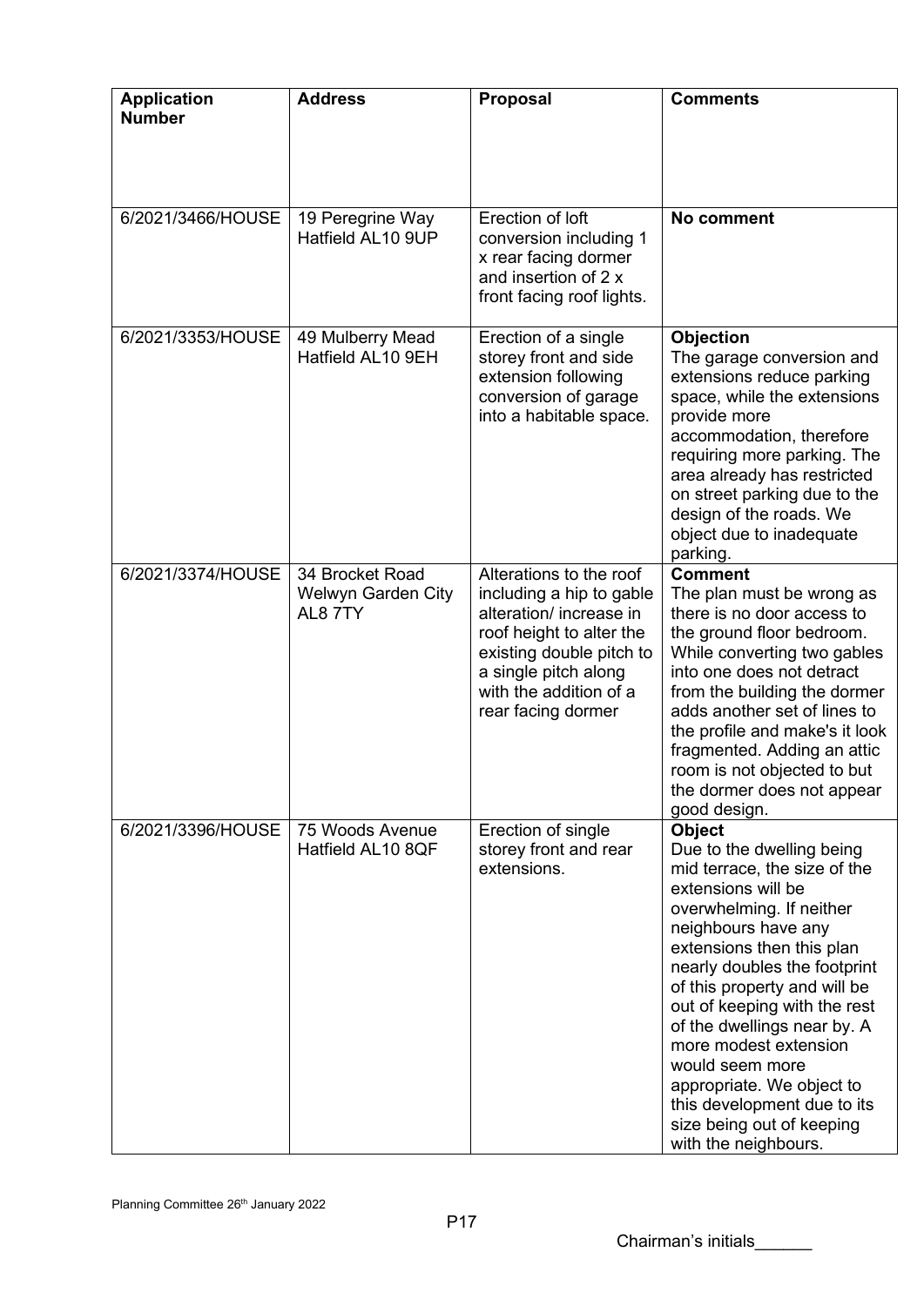| Application Number | Address | Proposal | Comments |
|---|---|---|---|
| 6/2021/3466/HOUSE | 19 Peregrine Way Hatfield AL10 9UP | Erection of loft conversion including 1 x rear facing dormer and insertion of 2 x front facing roof lights. | **No comment** |
| 6/2021/3353/HOUSE | 49 Mulberry Mead Hatfield AL10 9EH | Erection of a single storey front and side extension following conversion of garage into a habitable space. | **Objection** The garage conversion and extensions reduce parking space, while the extensions provide more accommodation, therefore requiring more parking. The area already has restricted on street parking due to the design of the roads. We object due to inadequate parking. |
| 6/2021/3374/HOUSE | 34 Brocket Road Welwyn Garden City AL8 7TY | Alterations to the roof including a hip to gable alteration/ increase in roof height to alter the existing double pitch to a single pitch along with the addition of a rear facing dormer | **Comment** The plan must be wrong as there is no door access to the ground floor bedroom. While converting two gables into one does not detract from the building the dormer adds another set of lines to the profile and make's it look fragmented. Adding an attic room is not objected to but the dormer does not appear good design. |
| 6/2021/3396/HOUSE | 75 Woods Avenue Hatfield AL10 8QF | Erection of single storey front and rear extensions. | **Object** Due to the dwelling being mid terrace, the size of the extensions will be overwhelming. If neither neighbours have any extensions then this plan nearly doubles the footprint of this property and will be out of keeping with the rest of the dwellings near by. A more modest extension would seem more appropriate. We object to this development due to its size being out of keeping with the neighbours. |

Chairman's initials______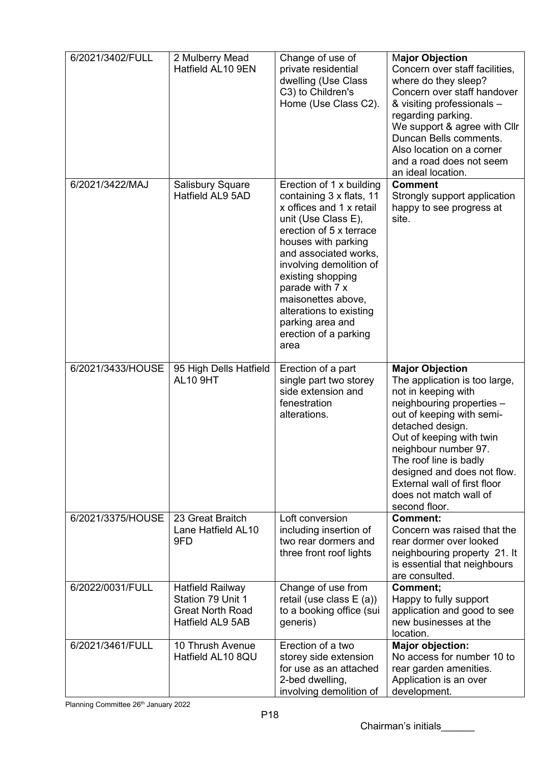| | | | |
|---|---|---|---|
| 6/2021/3402/FULL | 2 Mulberry Mead Hatfield AL10 9EN | Change of use of private residential dwelling (Use Class C3) to Children's Home (Use Class C2). | **Major Objection**<br>Concern over staff facilities, where do they sleep?<br>Concern over staff handover & visiting professionals – regarding parking.<br>We support & agree with Cllr Duncan Bells comments.<br>Also location on a corner and a road does not seem an ideal location. |
| 6/2021/3422/MAJ | Salisbury Square Hatfield AL9 5AD | Erection of 1 x building containing 3 x flats, 11 x offices and 1 x retail unit (Use Class E), erection of 5 x terrace houses with parking and associated works, involving demolition of existing shopping parade with 7 x maisonettes above, alterations to existing parking area and erection of a parking area | **Comment**<br>Strongly support application happy to see progress at site. |
| 6/2021/3433/HOUSE | 95 High Dells Hatfield AL10 9HT | Erection of a part single part two storey side extension and fenestration alterations. | **Major Objection**<br>The application is too large, not in keeping with neighbouring properties – out of keeping with semi-detached design.<br>Out of keeping with twin neighbour number 97.<br>The roof line is badly designed and does not flow.<br>External wall of first floor does not match wall of second floor. |
| 6/2021/3375/HOUSE | 23 Great Braitch Lane Hatfield AL10 9FD | Loft conversion including insertion of two rear dormers and three front roof lights | **Comment:**<br>Concern was raised that the rear dormer over looked neighbouring property 21. It is essential that neighbours are consulted. |
| 6/2022/0031/FULL | Hatfield Railway Station 79 Unit 1 Great North Road Hatfield AL9 5AB | Change of use from retail (use class E (a)) to a booking office (sui generis) | **Comment;**<br>Happy to fully support application and good to see new businesses at the location. |
| 6/2021/3461/FULL | 10 Thrush Avenue Hatfield AL10 8QU | Erection of a two storey side extension for use as an attached 2-bed dwelling, involving demolition of | **Major objection:**<br>No access for number 10 to rear garden amenities.<br>Application is an over development. |

Planning Committee 26th January 2022

Chairman's initials______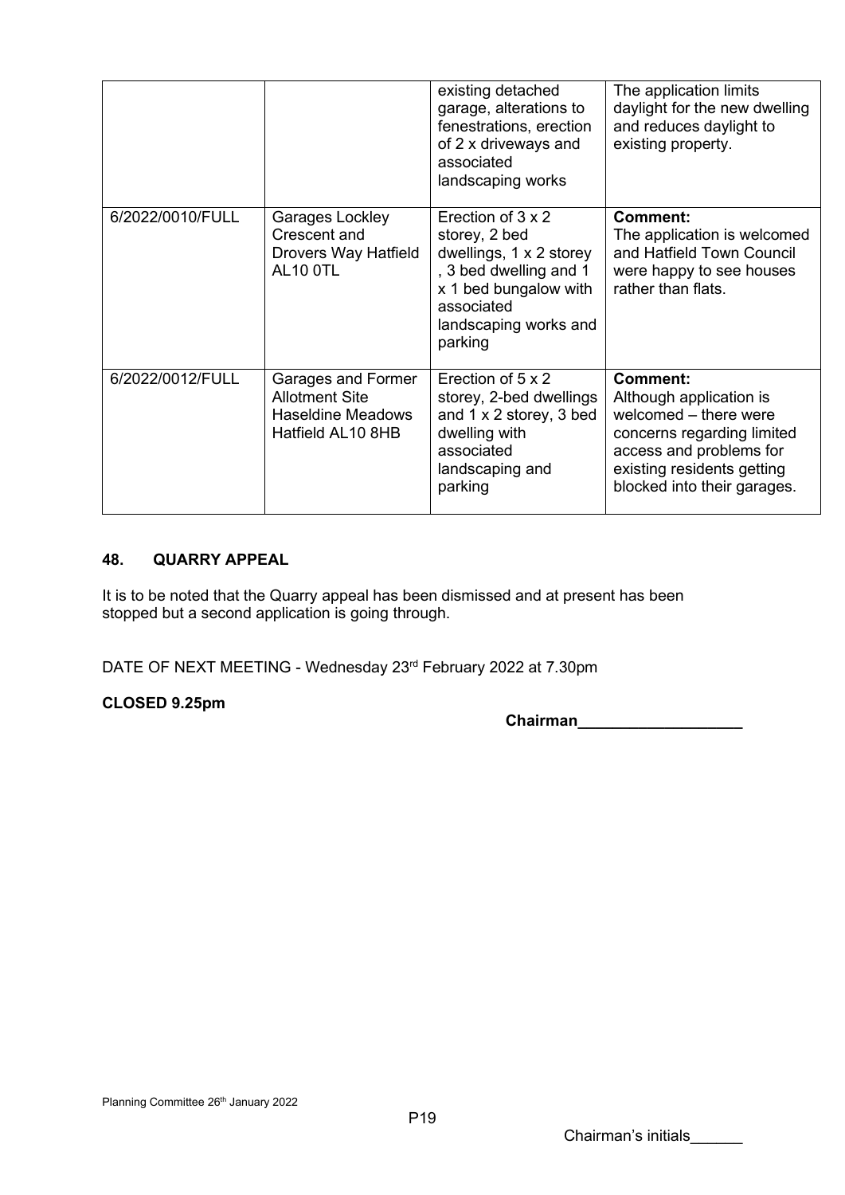| | | | |
|---|---|---|---|
| | | existing detached garage, alterations to fenestrations, erection of 2 x driveways and associated landscaping works | The application limits daylight for the new dwelling and reduces daylight to existing property. |
| 6/2022/0010/FULL | Garages Lockley Crescent and Drovers Way Hatfield AL10 0TL | Erection of 3 x 2 storey, 2 bed dwellings, 1 x 2 storey , 3 bed dwelling and 1 x 1 bed bungalow with associated landscaping works and parking | **Comment:** The application is welcomed and Hatfield Town Council were happy to see houses rather than flats. |
| 6/2022/0012/FULL | Garages and Former Allotment Site Haseldine Meadows Hatfield AL10 8HB | Erection of 5 x 2 storey, 2-bed dwellings and 1 x 2 storey, 3 bed dwelling with associated landscaping and parking | **Comment:** Although application is welcomed – there were concerns regarding limited access and problems for existing residents getting blocked into their garages. |

## 48. QUARRY APPEAL

It is to be noted that the Quarry appeal has been dismissed and at present has been stopped but a second application is going through.

DATE OF NEXT MEETING - Wednesday 23rd February 2022 at 7.30pm

**CLOSED 9.25pm**

**Chairman__________________**

Chairman's initials______